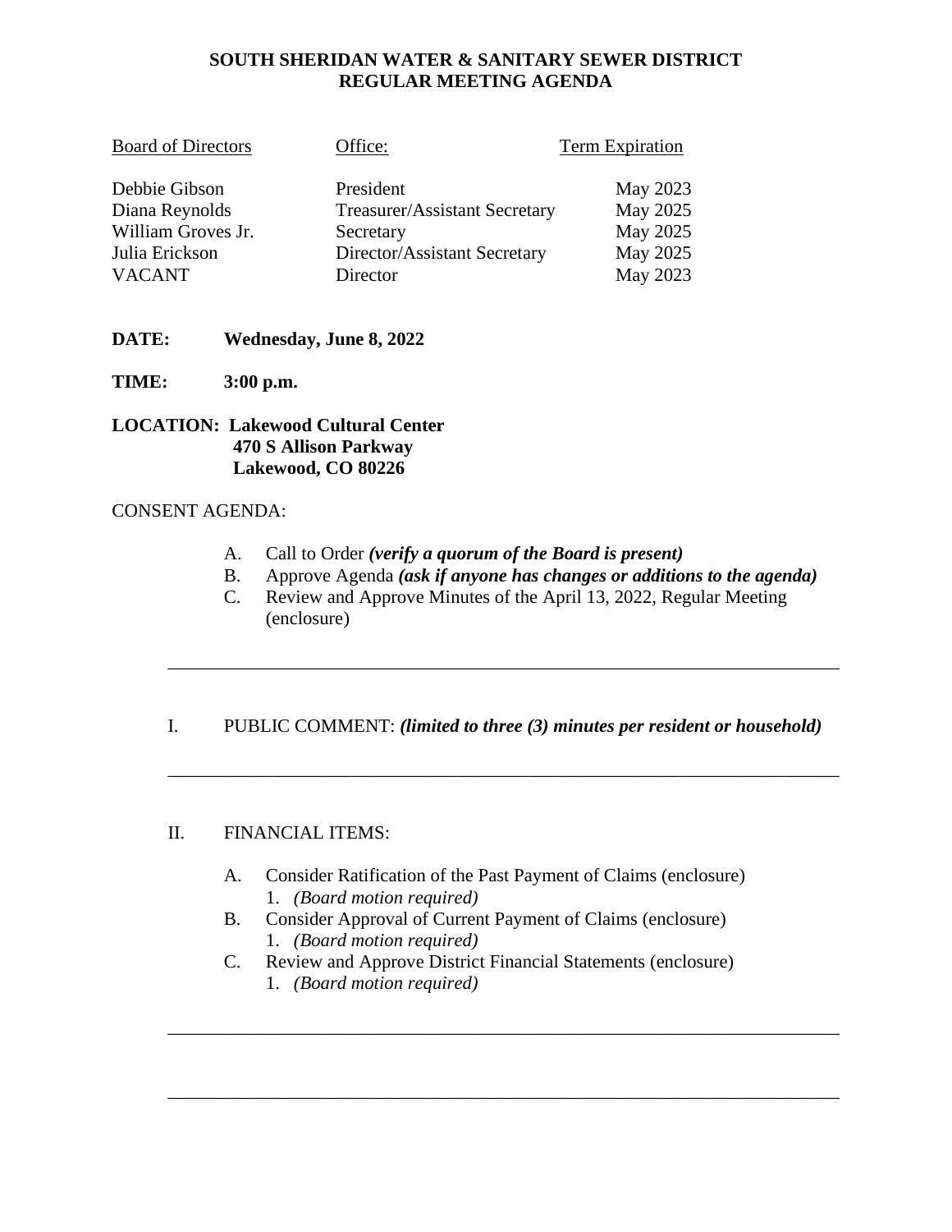**SOUTH SHERIDAN WATER & SANITARY SEWER DISTRICT**
**REGULAR MEETING AGENDA**

| Board of Directors | Office: | Term Expiration |
|---|---|---|
| Debbie Gibson | President | May 2023 |
| Diana Reynolds | Treasurer/Assistant Secretary | May 2025 |
| William Groves Jr. | Secretary | May 2025 |
| Julia Erickson | Director/Assistant Secretary | May 2025 |
| VACANT | Director | May 2023 |

**DATE:** **Wednesday, June 8, 2022**

**TIME:** **3:00 p.m.**

**LOCATION:** **Lakewood Cultural Center**
**470 S Allison Parkway**
**Lakewood, CO 80226**

CONSENT AGENDA:

A. Call to Order ***(verify a quorum of the Board is present)***
B. Approve Agenda ***(ask if anyone has changes or additions to the agenda)***
C. Review and Approve Minutes of the April 13, 2022, Regular Meeting (enclosure)

---

I. PUBLIC COMMENT: ***(limited to three (3) minutes per resident or household)***

---

II. FINANCIAL ITEMS:

A. Consider Ratification of the Past Payment of Claims (enclosure)
   1. *(Board motion required)*
B. Consider Approval of Current Payment of Claims (enclosure)
   1. *(Board motion required)*
C. Review and Approve District Financial Statements (enclosure)
   1. *(Board motion required)*

---

---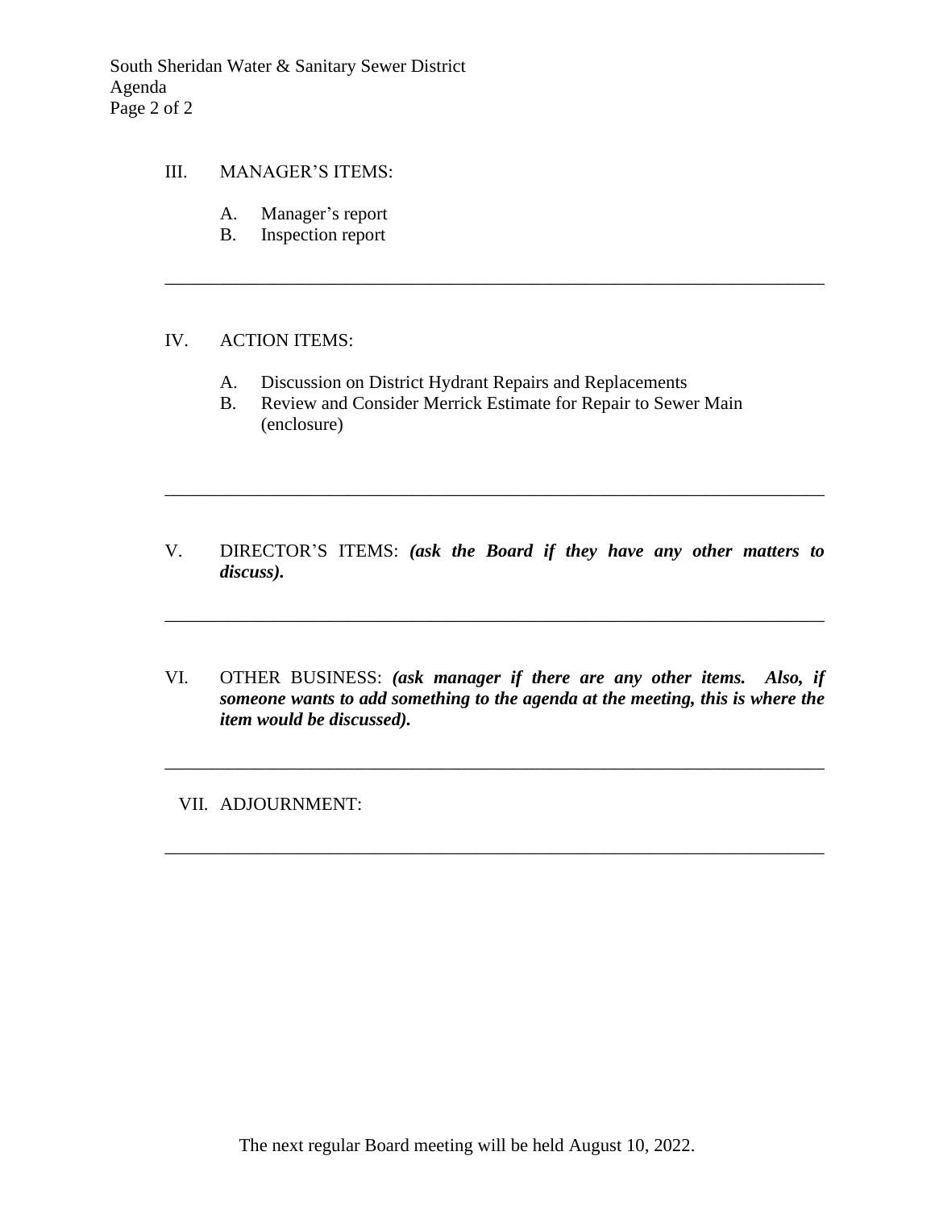III. MANAGER'S ITEMS:

A. Manager's report
B. Inspection report

---

IV. ACTION ITEMS:

A. Discussion on District Hydrant Repairs and Replacements
B. Review and Consider Merrick Estimate for Repair to Sewer Main (enclosure)

---

V. DIRECTOR'S ITEMS: ***(ask the Board if they have any other matters to discuss).***

---

VI. OTHER BUSINESS: ***(ask manager if there are any other items. Also, if someone wants to add something to the agenda at the meeting, this is where the item would be discussed).***

---

VII. ADJOURNMENT:

---

The next regular Board meeting will be held August 10, 2022.